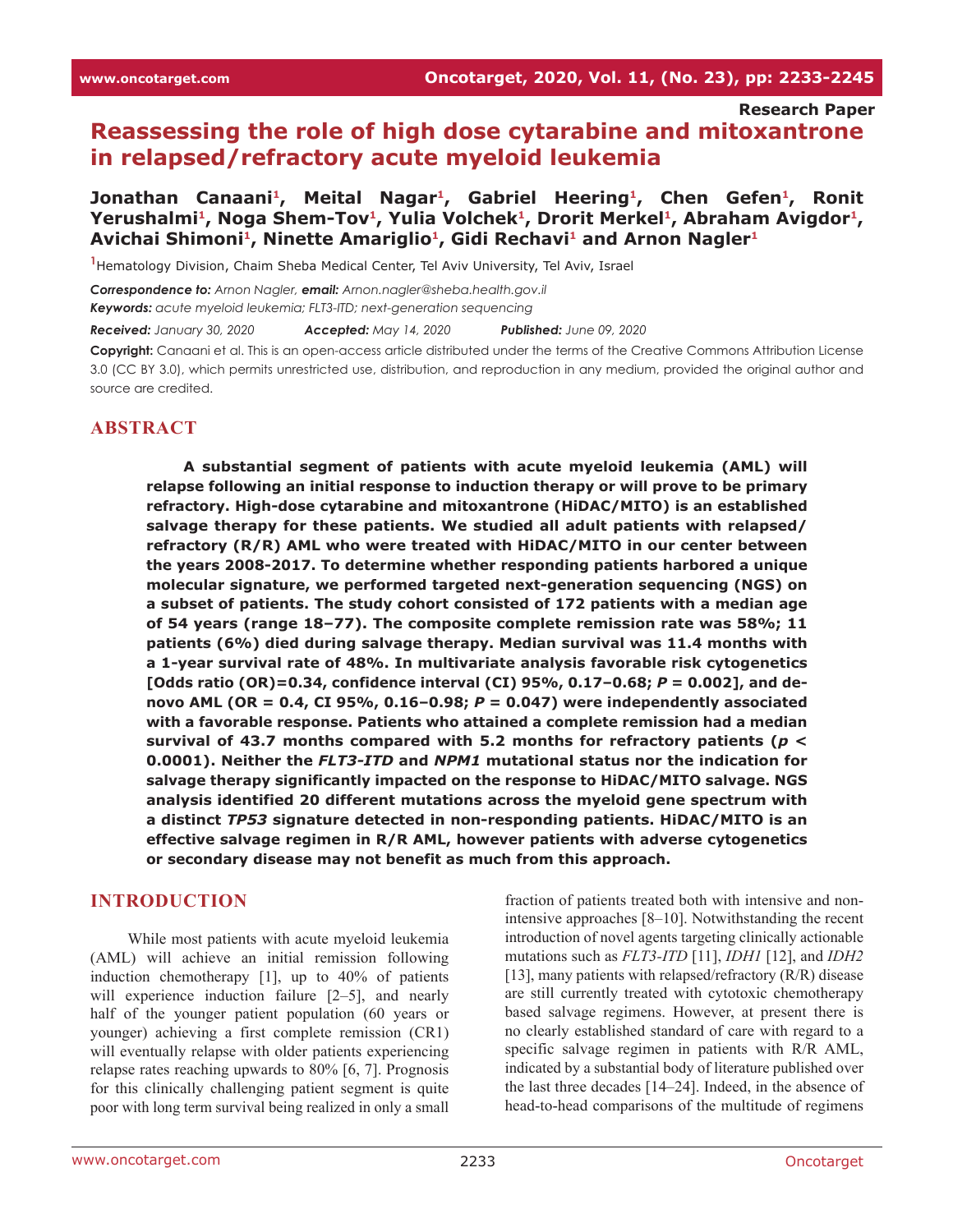Research Paper

# Reassessing the role of high dose cytarabine and mitoxantrone in relapsed/refractory acute myeloid leukemia

**Jonathan Canaani[1], Meital Nagar[1], Gabriel Heering[1], Chen Gefen[1], Ronit Yerushalmi[1], Noga Shem-Tov[1], Yulia Volchek[1], Drorit Merkel[1], Abraham Avigdor[1], Avichai Shimoni[1], Ninette Amariglio[1], Gidi Rechavi[1] and Arnon Nagler[1]**

[1]Hematology Division, Chaim Sheba Medical Center, Tel Aviv University, Tel Aviv, Israel

***Correspondence to:*** *Arnon Nagler,* ***email:*** *Arnon.nagler@sheba.health.gov.il*

***Keywords:*** *acute myeloid leukemia; FLT3-ITD; next-generation sequencing*

***Received:*** *January 30, 2020* ***Accepted:*** *May 14, 2020* ***Published:*** *June 09, 2020*

**Copyright:** Canaani et al. This is an open-access article distributed under the terms of the Creative Commons Attribution License 3.0 (CC BY 3.0), which permits unrestricted use, distribution, and reproduction in any medium, provided the original author and source are credited.

## ABSTRACT

**A substantial segment of patients with acute myeloid leukemia (AML) will relapse following an initial response to induction therapy or will prove to be primary refractory. High-dose cytarabine and mitoxantrone (HiDAC/MITO) is an established salvage therapy for these patients. We studied all adult patients with relapsed/refractory (R/R) AML who were treated with HiDAC/MITO in our center between the years 2008-2017. To determine whether responding patients harbored a unique molecular signature, we performed targeted next-generation sequencing (NGS) on a subset of patients. The study cohort consisted of 172 patients with a median age of 54 years (range 18–77). The composite complete remission rate was 58%; 11 patients (6%) died during salvage therapy. Median survival was 11.4 months with a 1-year survival rate of 48%. In multivariate analysis favorable risk cytogenetics [Odds ratio (OR)=0.34, confidence interval (CI) 95%, 0.17–0.68; *P* = 0.002], and de-novo AML (OR = 0.4, CI 95%, 0.16–0.98; *P* = 0.047) were independently associated with a favorable response. Patients who attained a complete remission had a median survival of 43.7 months compared with 5.2 months for refractory patients (*p* < 0.0001). Neither the *FLT3-ITD* and *NPM1* mutational status nor the indication for salvage therapy significantly impacted on the response to HiDAC/MITO salvage. NGS analysis identified 20 different mutations across the myeloid gene spectrum with a distinct *TP53* signature detected in non-responding patients. HiDAC/MITO is an effective salvage regimen in R/R AML, however patients with adverse cytogenetics or secondary disease may not benefit as much from this approach.**

## INTRODUCTION

While most patients with acute myeloid leukemia (AML) will achieve an initial remission following induction chemotherapy [1], up to 40% of patients will experience induction failure [2–5], and nearly half of the younger patient population (60 years or younger) achieving a first complete remission (CR1) will eventually relapse with older patients experiencing relapse rates reaching upwards to 80% [6, 7]. Prognosis for this clinically challenging patient segment is quite poor with long term survival being realized in only a small fraction of patients treated both with intensive and non-intensive approaches [8–10]. Notwithstanding the recent introduction of novel agents targeting clinically actionable mutations such as *FLT3-ITD* [11], *IDH1* [12], and *IDH2* [13], many patients with relapsed/refractory (R/R) disease are still currently treated with cytotoxic chemotherapy based salvage regimens. However, at present there is no clearly established standard of care with regard to a specific salvage regimen in patients with R/R AML, indicated by a substantial body of literature published over the last three decades [14–24]. Indeed, in the absence of head-to-head comparisons of the multitude of regimens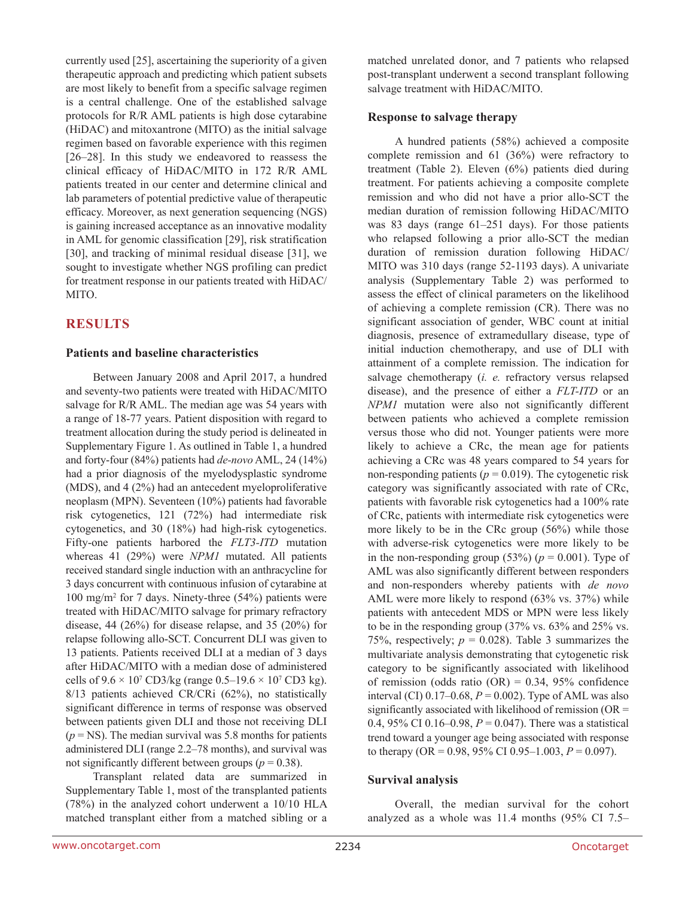currently used [25], ascertaining the superiority of a given therapeutic approach and predicting which patient subsets are most likely to benefit from a specific salvage regimen is a central challenge. One of the established salvage protocols for R/R AML patients is high dose cytarabine (HiDAC) and mitoxantrone (MITO) as the initial salvage regimen based on favorable experience with this regimen [26–28]. In this study we endeavored to reassess the clinical efficacy of HiDAC/MITO in 172 R/R AML patients treated in our center and determine clinical and lab parameters of potential predictive value of therapeutic efficacy. Moreover, as next generation sequencing (NGS) is gaining increased acceptance as an innovative modality in AML for genomic classification [29], risk stratification [30], and tracking of minimal residual disease [31], we sought to investigate whether NGS profiling can predict for treatment response in our patients treated with HiDAC/MITO.

## RESULTS

### Patients and baseline characteristics

Between January 2008 and April 2017, a hundred and seventy-two patients were treated with HiDAC/MITO salvage for R/R AML. The median age was 54 years with a range of 18-77 years. Patient disposition with regard to treatment allocation during the study period is delineated in Supplementary Figure 1. As outlined in Table 1, a hundred and forty-four (84%) patients had *de-novo* AML, 24 (14%) had a prior diagnosis of the myelodysplastic syndrome (MDS), and 4 (2%) had an antecedent myeloproliferative neoplasm (MPN). Seventeen (10%) patients had favorable risk cytogenetics, 121 (72%) had intermediate risk cytogenetics, and 30 (18%) had high-risk cytogenetics. Fifty-one patients harbored the *FLT3-ITD* mutation whereas 41 (29%) were *NPM1* mutated. All patients received standard single induction with an anthracycline for 3 days concurrent with continuous infusion of cytarabine at 100 mg/m$^2$ for 7 days. Ninety-three (54%) patients were treated with HiDAC/MITO salvage for primary refractory disease, 44 (26%) for disease relapse, and 35 (20%) for relapse following allo-SCT. Concurrent DLI was given to 13 patients. Patients received DLI at a median of 3 days after HiDAC/MITO with a median dose of administered cells of $9.6 \times 10^7$ CD3/kg (range $0.5–19.6 \times 10^7$ CD3 kg). 8/13 patients achieved CR/CRi (62%), no statistically significant difference in terms of response was observed between patients given DLI and those not receiving DLI ($p$ = NS). The median survival was 5.8 months for patients administered DLI (range 2.2–78 months), and survival was not significantly different between groups ($p = 0.38$).

Transplant related data are summarized in Supplementary Table 1, most of the transplanted patients (78%) in the analyzed cohort underwent a 10/10 HLA matched transplant either from a matched sibling or a matched unrelated donor, and 7 patients who relapsed post-transplant underwent a second transplant following salvage treatment with HiDAC/MITO.

### Response to salvage therapy

A hundred patients (58%) achieved a composite complete remission and 61 (36%) were refractory to treatment (Table 2). Eleven (6%) patients died during treatment. For patients achieving a composite complete remission and who did not have a prior allo-SCT the median duration of remission following HiDAC/MITO was 83 days (range 61–251 days). For those patients who relapsed following a prior allo-SCT the median duration of remission duration following HiDAC/MITO was 310 days (range 52-1193 days). A univariate analysis (Supplementary Table 2) was performed to assess the effect of clinical parameters on the likelihood of achieving a complete remission (CR). There was no significant association of gender, WBC count at initial diagnosis, presence of extramedullary disease, type of initial induction chemotherapy, and use of DLI with attainment of a complete remission. The indication for salvage chemotherapy (*i. e.* refractory versus relapsed disease), and the presence of either a *FLT-ITD* or an *NPM1* mutation were also not significantly different between patients who achieved a complete remission versus those who did not. Younger patients were more likely to achieve a CRc, the mean age for patients achieving a CRc was 48 years compared to 54 years for non-responding patients ($p = 0.019$). The cytogenetic risk category was significantly associated with rate of CRc, patients with favorable risk cytogenetics had a 100% rate of CRc, patients with intermediate risk cytogenetics were more likely to be in the CRc group (56%) while those with adverse-risk cytogenetics were more likely to be in the non-responding group (53%) ($p = 0.001$). Type of AML was also significantly different between responders and non-responders whereby patients with *de novo* AML were more likely to respond (63% vs. 37%) while patients with antecedent MDS or MPN were less likely to be in the responding group (37% vs. 63% and 25% vs. 75%, respectively; $p = 0.028$). Table 3 summarizes the multivariate analysis demonstrating that cytogenetic risk category to be significantly associated with likelihood of remission (odds ratio (OR) = 0.34, 95% confidence interval (CI) 0.17–0.68, $P = 0.002$). Type of AML was also significantly associated with likelihood of remission (OR = 0.4, 95% CI 0.16–0.98, $P = 0.047$). There was a statistical trend toward a younger age being associated with response to therapy (OR = 0.98, 95% CI 0.95–1.003, $P = 0.097$).

### Survival analysis

Overall, the median survival for the cohort analyzed as a whole was 11.4 months (95% CI 7.5–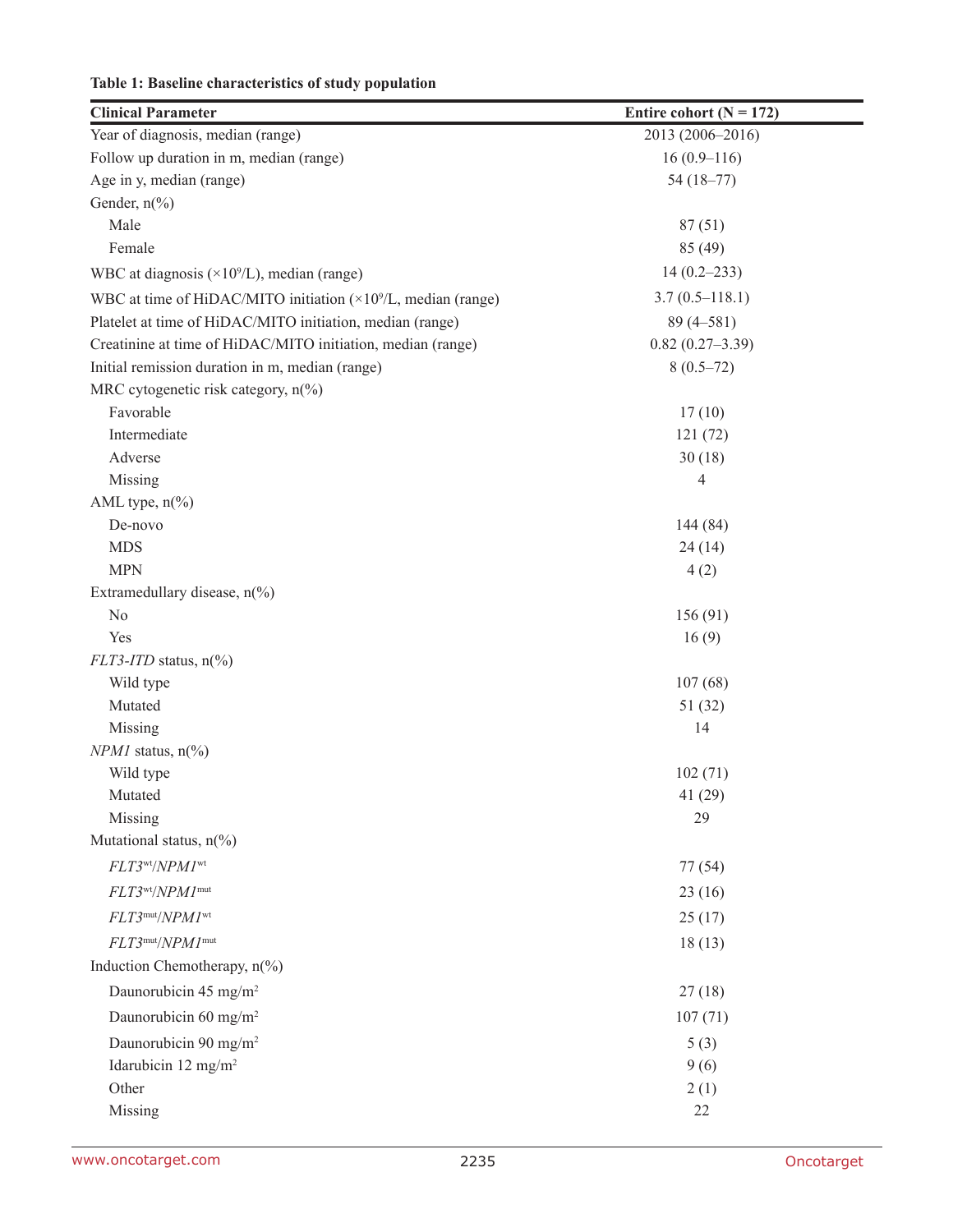**Table 1: Baseline characteristics of study population**

| Clinical Parameter | Entire cohort (N = 172) |
|---|---|
| Year of diagnosis, median (range) | 2013 (2006–2016) |
| Follow up duration in m, median (range) | 16 (0.9–116) |
| Age in y, median (range) | 54 (18–77) |
| Gender, n(%) | |
| Male | 87 (51) |
| Female | 85 (49) |
| WBC at diagnosis ($\times 10^9$/L), median (range) | 14 (0.2–233) |
| WBC at time of HiDAC/MITO initiation ($\times 10^9$/L, median (range) | 3.7 (0.5–118.1) |
| Platelet at time of HiDAC/MITO initiation, median (range) | 89 (4–581) |
| Creatinine at time of HiDAC/MITO initiation, median (range) | 0.82 (0.27–3.39) |
| Initial remission duration in m, median (range) | 8 (0.5–72) |
| MRC cytogenetic risk category, n(%) | |
| Favorable | 17 (10) |
| Intermediate | 121 (72) |
| Adverse | 30 (18) |
| Missing | 4 |
| AML type, n(%) | |
| De-novo | 144 (84) |
| MDS | 24 (14) |
| MPN | 4 (2) |
| Extramedullary disease, n(%) | |
| No | 156 (91) |
| Yes | 16 (9) |
| *FLT3-ITD* status, n(%) | |
| Wild type | 107 (68) |
| Mutated | 51 (32) |
| Missing | 14 |
| *NPM1* status, n(%) | |
| Wild type | 102 (71) |
| Mutated | 41 (29) |
| Missing | 29 |
| Mutational status, n(%) | |
| *$FLT3^{wt}$/$NPM1^{wt}$* | 77 (54) |
| *$FLT3^{wt}$/$NPM1^{mut}$* | 23 (16) |
| *$FLT3^{mut}$/$NPM1^{wt}$* | 25 (17) |
| *$FLT3^{mut}$/$NPM1^{mut}$* | 18 (13) |
| Induction Chemotherapy, n(%) | |
| Daunorubicin 45 mg/m$^2$ | 27 (18) |
| Daunorubicin 60 mg/m$^2$ | 107 (71) |
| Daunorubicin 90 mg/m$^2$ | 5 (3) |
| Idarubicin 12 mg/m$^2$ | 9 (6) |
| Other | 2 (1) |
| Missing | 22 |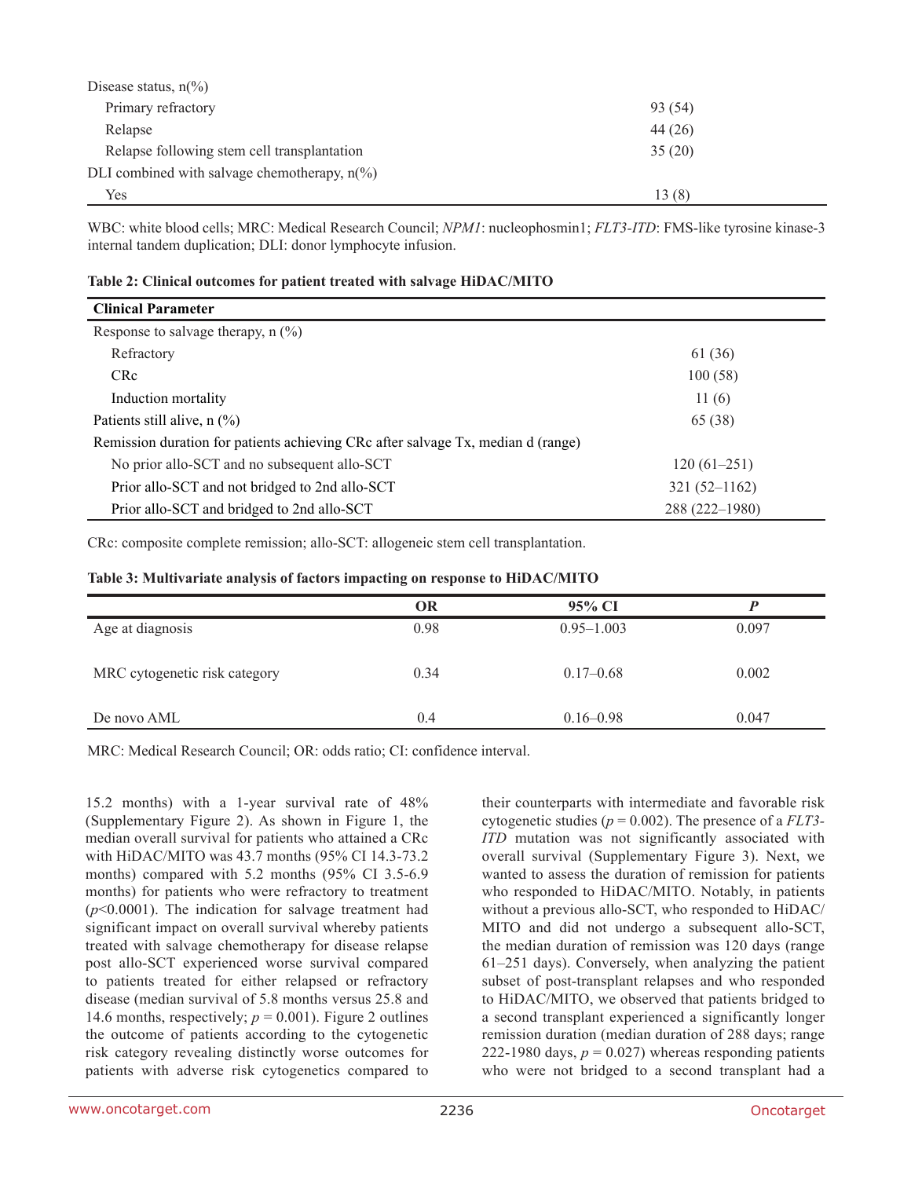| Disease status, n(%) | |
|---|---|
| Primary refractory | 93 (54) |
| Relapse | 44 (26) |
| Relapse following stem cell transplantation | 35 (20) |
| DLI combined with salvage chemotherapy, n(%) | |
| Yes | 13 (8) |

WBC: white blood cells; MRC: Medical Research Council; *NPM1*: nucleophosmin1; *FLT3-ITD*: FMS-like tyrosine kinase-3 internal tandem duplication; DLI: donor lymphocyte infusion.

**Table 2: Clinical outcomes for patient treated with salvage HiDAC/MITO**

| Clinical Parameter | |
|---|---|
| Response to salvage therapy, n (%) | |
| Refractory | 61 (36) |
| CRc | 100 (58) |
| Induction mortality | 11 (6) |
| Patients still alive, n (%) | 65 (38) |
| Remission duration for patients achieving CRc after salvage Tx, median d (range) | |
| No prior allo-SCT and no subsequent allo-SCT | 120 (61–251) |
| Prior allo-SCT and not bridged to 2nd allo-SCT | 321 (52–1162) |
| Prior allo-SCT and bridged to 2nd allo-SCT | 288 (222–1980) |

CRc: composite complete remission; allo-SCT: allogeneic stem cell transplantation.

**Table 3: Multivariate analysis of factors impacting on response to HiDAC/MITO**

| | OR | 95% CI | *P* |
|---|---|---|---|
| Age at diagnosis | 0.98 | 0.95–1.003 | 0.097 |
| MRC cytogenetic risk category | 0.34 | 0.17–0.68 | 0.002 |
| De novo AML | 0.4 | 0.16–0.98 | 0.047 |

MRC: Medical Research Council; OR: odds ratio; CI: confidence interval.

15.2 months) with a 1-year survival rate of 48% (Supplementary Figure 2). As shown in Figure 1, the median overall survival for patients who attained a CRc with HiDAC/MITO was 43.7 months (95% CI 14.3-73.2 months) compared with 5.2 months (95% CI 3.5-6.9 months) for patients who were refractory to treatment ($p<0.0001$). The indication for salvage treatment had significant impact on overall survival whereby patients treated with salvage chemotherapy for disease relapse post allo-SCT experienced worse survival compared to patients treated for either relapsed or refractory disease (median survival of 5.8 months versus 25.8 and 14.6 months, respectively; $p = 0.001$). Figure 2 outlines the outcome of patients according to the cytogenetic risk category revealing distinctly worse outcomes for patients with adverse risk cytogenetics compared to their counterparts with intermediate and favorable risk cytogenetic studies ($p = 0.002$). The presence of a *FLT3-ITD* mutation was not significantly associated with overall survival (Supplementary Figure 3). Next, we wanted to assess the duration of remission for patients who responded to HiDAC/MITO. Notably, in patients without a previous allo-SCT, who responded to HiDAC/MITO and did not undergo a subsequent allo-SCT, the median duration of remission was 120 days (range 61–251 days). Conversely, when analyzing the patient subset of post-transplant relapses and who responded to HiDAC/MITO, we observed that patients bridged to a second transplant experienced a significantly longer remission duration (median duration of 288 days; range 222-1980 days, $p = 0.027$) whereas responding patients who were not bridged to a second transplant had a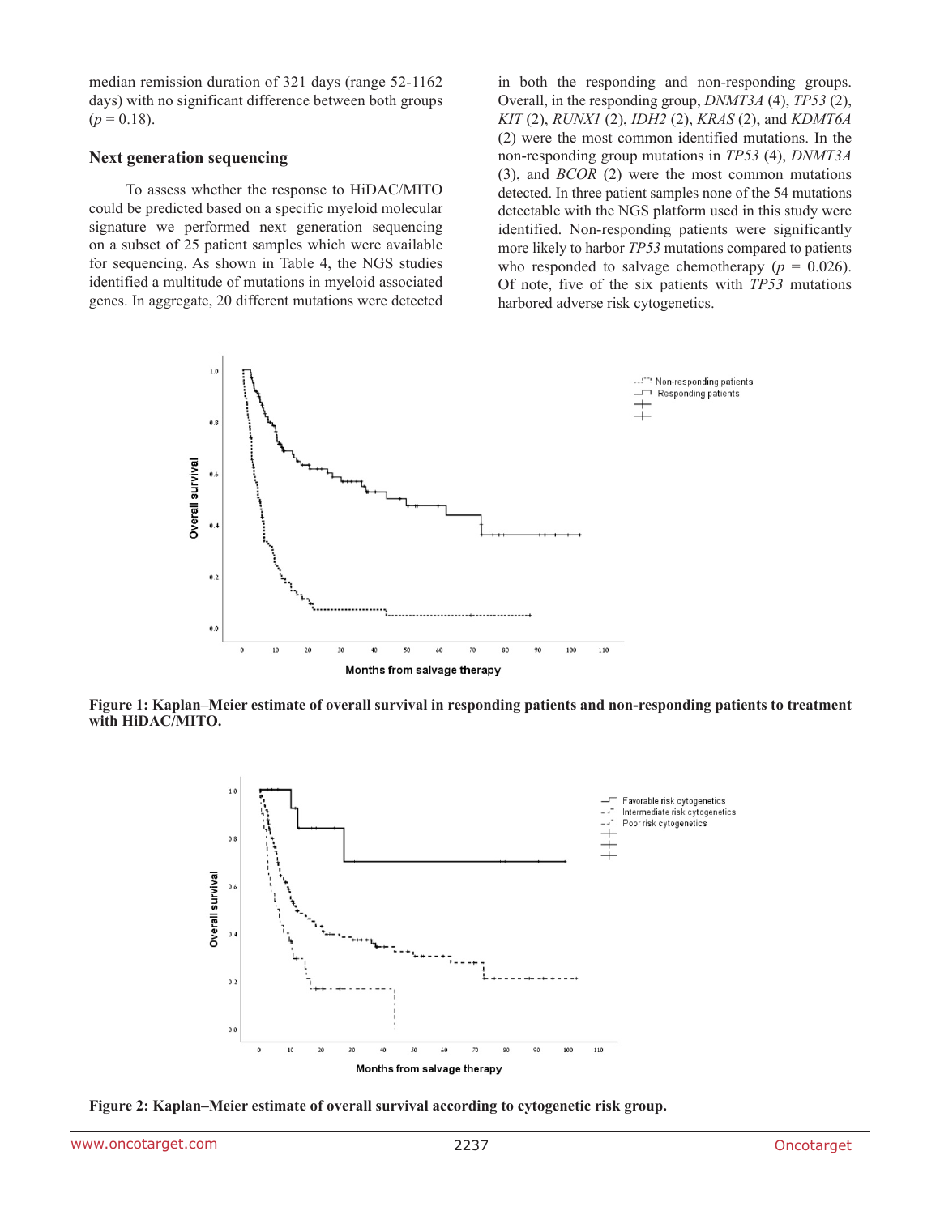median remission duration of 321 days (range 52-1162 days) with no significant difference between both groups ($p = 0.18$).

### Next generation sequencing

To assess whether the response to HiDAC/MITO could be predicted based on a specific myeloid molecular signature we performed next generation sequencing on a subset of 25 patient samples which were available for sequencing. As shown in Table 4, the NGS studies identified a multitude of mutations in myeloid associated genes. In aggregate, 20 different mutations were detected in both the responding and non-responding groups. Overall, in the responding group, *DNMT3A* (4), *TP53* (2), *KIT* (2), *RUNX1* (2), *IDH2* (2), *KRAS* (2), and *KDMT6A* (2) were the most common identified mutations. In the non-responding group mutations in *TP53* (4), *DNMT3A* (3), and *BCOR* (2) were the most common mutations detected. In three patient samples none of the 54 mutations detectable with the NGS platform used in this study were identified. Non-responding patients were significantly more likely to harbor *TP53* mutations compared to patients who responded to salvage chemotherapy ($p = 0.026$). Of note, five of the six patients with *TP53* mutations harbored adverse risk cytogenetics.

**Figure 1: Kaplan–Meier estimate of overall survival in responding patients and non-responding patients to treatment with HiDAC/MITO.**

**Figure 2: Kaplan–Meier estimate of overall survival according to cytogenetic risk group.**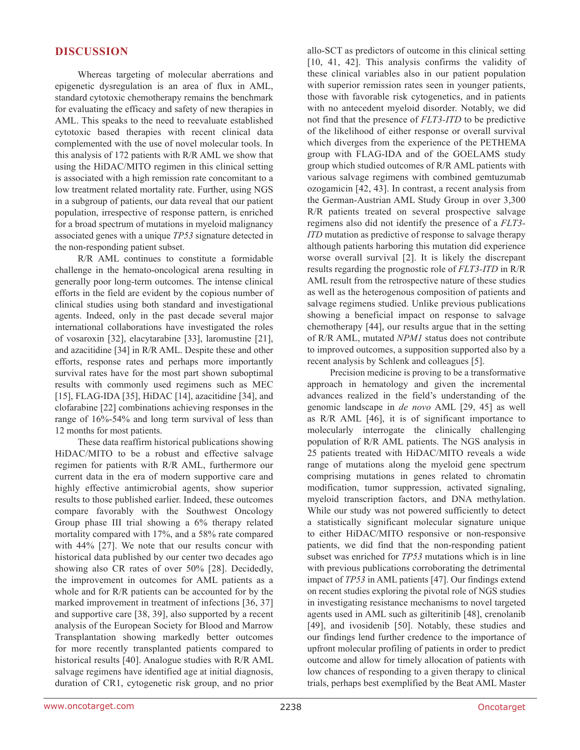## DISCUSSION

Whereas targeting of molecular aberrations and epigenetic dysregulation is an area of flux in AML, standard cytotoxic chemotherapy remains the benchmark for evaluating the efficacy and safety of new therapies in AML. This speaks to the need to reevaluate established cytotoxic based therapies with recent clinical data complemented with the use of novel molecular tools. In this analysis of 172 patients with R/R AML we show that using the HiDAC/MITO regimen in this clinical setting is associated with a high remission rate concomitant to a low treatment related mortality rate. Further, using NGS in a subgroup of patients, our data reveal that our patient population, irrespective of response pattern, is enriched for a broad spectrum of mutations in myeloid malignancy associated genes with a unique *TP53* signature detected in the non-responding patient subset.

R/R AML continues to constitute a formidable challenge in the hemato-oncological arena resulting in generally poor long-term outcomes. The intense clinical efforts in the field are evident by the copious number of clinical studies using both standard and investigational agents. Indeed, only in the past decade several major international collaborations have investigated the roles of vosaroxin [32], elacytarabine [33], laromustine [21], and azacitidine [34] in R/R AML. Despite these and other efforts, response rates and perhaps more importantly survival rates have for the most part shown suboptimal results with commonly used regimens such as MEC [15], FLAG-IDA [35], HiDAC [14], azacitidine [34], and clofarabine [22] combinations achieving responses in the range of 16%-54% and long term survival of less than 12 months for most patients.

These data reaffirm historical publications showing HiDAC/MITO to be a robust and effective salvage regimen for patients with R/R AML, furthermore our current data in the era of modern supportive care and highly effective antimicrobial agents, show superior results to those published earlier. Indeed, these outcomes compare favorably with the Southwest Oncology Group phase III trial showing a 6% therapy related mortality compared with 17%, and a 58% rate compared with 44% [27]. We note that our results concur with historical data published by our center two decades ago showing also CR rates of over 50% [28]. Decidedly, the improvement in outcomes for AML patients as a whole and for R/R patients can be accounted for by the marked improvement in treatment of infections [36, 37] and supportive care [38, 39], also supported by a recent analysis of the European Society for Blood and Marrow Transplantation showing markedly better outcomes for more recently transplanted patients compared to historical results [40]. Analogue studies with R/R AML salvage regimens have identified age at initial diagnosis, duration of CR1, cytogenetic risk group, and no prior allo-SCT as predictors of outcome in this clinical setting [10, 41, 42]. This analysis confirms the validity of these clinical variables also in our patient population with superior remission rates seen in younger patients, those with favorable risk cytogenetics, and in patients with no antecedent myeloid disorder. Notably, we did not find that the presence of *FLT3-ITD* to be predictive of the likelihood of either response or overall survival which diverges from the experience of the PETHEMA group with FLAG-IDA and of the GOELAMS study group which studied outcomes of R/R AML patients with various salvage regimens with combined gemtuzumab ozogamicin [42, 43]. In contrast, a recent analysis from the German-Austrian AML Study Group in over 3,300 R/R patients treated on several prospective salvage regimens also did not identify the presence of a *FLT3-ITD* mutation as predictive of response to salvage therapy although patients harboring this mutation did experience worse overall survival [2]. It is likely the discrepant results regarding the prognostic role of *FLT3-ITD* in R/R AML result from the retrospective nature of these studies as well as the heterogenous composition of patients and salvage regimens studied. Unlike previous publications showing a beneficial impact on response to salvage chemotherapy [44], our results argue that in the setting of R/R AML, mutated *NPM1* status does not contribute to improved outcomes, a supposition supported also by a recent analysis by Schlenk and colleagues [5].

Precision medicine is proving to be a transformative approach in hematology and given the incremental advances realized in the field's understanding of the genomic landscape in *de novo* AML [29, 45] as well as R/R AML [46], it is of significant importance to molecularly interrogate the clinically challenging population of R/R AML patients. The NGS analysis in 25 patients treated with HiDAC/MITO reveals a wide range of mutations along the myeloid gene spectrum comprising mutations in genes related to chromatin modification, tumor suppression, activated signaling, myeloid transcription factors, and DNA methylation. While our study was not powered sufficiently to detect a statistically significant molecular signature unique to either HiDAC/MITO responsive or non-responsive patients, we did find that the non-responding patient subset was enriched for *TP53* mutations which is in line with previous publications corroborating the detrimental impact of *TP53* in AML patients [47]. Our findings extend on recent studies exploring the pivotal role of NGS studies in investigating resistance mechanisms to novel targeted agents used in AML such as gilteritinib [48], crenolanib [49], and ivosidenib [50]. Notably, these studies and our findings lend further credence to the importance of upfront molecular profiling of patients in order to predict outcome and allow for timely allocation of patients with low chances of responding to a given therapy to clinical trials, perhaps best exemplified by the Beat AML Master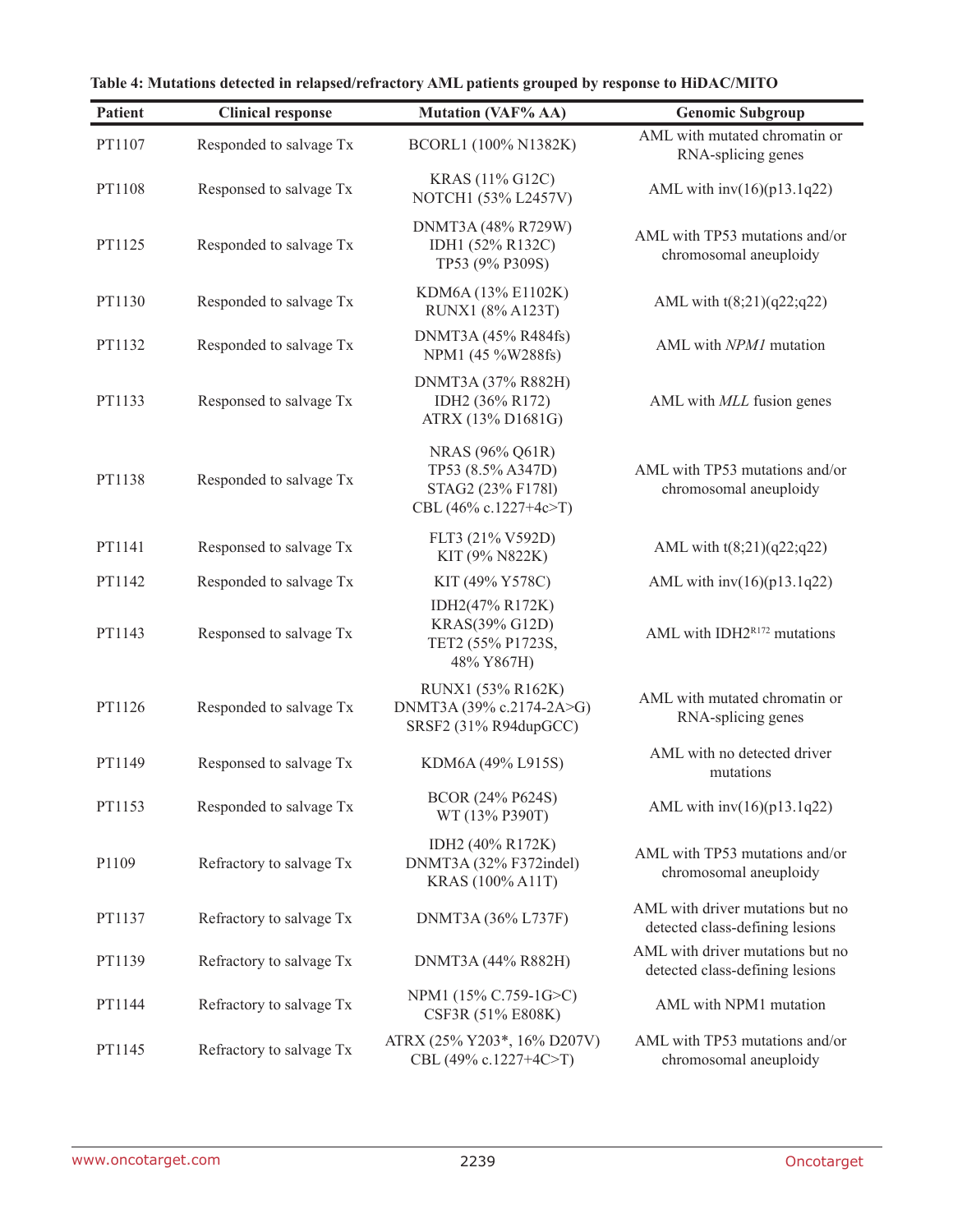**Table 4: Mutations detected in relapsed/refractory AML patients grouped by response to HiDAC/MITO**

| Patient | Clinical response | Mutation (VAF% AA) | Genomic Subgroup |
|---|---|---|---|
| PT1107 | Responded to salvage Tx | BCORL1 (100% N1382K) | AML with mutated chromatin or RNA-splicing genes |
| PT1108 | Responsed to salvage Tx | KRAS (11% G12C)<br>NOTCH1 (53% L2457V) | AML with inv(16)(p13.1q22) |
| PT1125 | Responded to salvage Tx | DNMT3A (48% R729W)<br>IDH1 (52% R132C)<br>TP53 (9% P309S) | AML with TP53 mutations and/or chromosomal aneuploidy |
| PT1130 | Responded to salvage Tx | KDM6A (13% E1102K)<br>RUNX1 (8% A123T) | AML with t(8;21)(q22;q22) |
| PT1132 | Responded to salvage Tx | DNMT3A (45% R484fs)<br>NPM1 (45 %W288fs) | AML with *NPM1* mutation |
| PT1133 | Responsed to salvage Tx | DNMT3A (37% R882H)<br>IDH2 (36% R172)<br>ATRX (13% D1681G) | AML with *MLL* fusion genes |
| PT1138 | Responded to salvage Tx | NRAS (96% Q61R)<br>TP53 (8.5% A347D)<br>STAG2 (23% F178I)<br>CBL (46% c.1227+4c>T) | AML with TP53 mutations and/or chromosomal aneuploidy |
| PT1141 | Responsed to salvage Tx | FLT3 (21% V592D)<br>KIT (9% N822K) | AML with t(8;21)(q22;q22) |
| PT1142 | Responded to salvage Tx | KIT (49% Y578C) | AML with inv(16)(p13.1q22) |
| PT1143 | Responsed to salvage Tx | IDH2(47% R172K)<br>KRAS(39% G12D)<br>TET2 (55% P1723S, 48% Y867H) | AML with IDH2$^{R172}$ mutations |
| PT1126 | Responded to salvage Tx | RUNX1 (53% R162K)<br>DNMT3A (39% c.2174-2A>G)<br>SRSF2 (31% R94dupGCC) | AML with mutated chromatin or RNA-splicing genes |
| PT1149 | Responsed to salvage Tx | KDM6A (49% L915S) | AML with no detected driver mutations |
| PT1153 | Responded to salvage Tx | BCOR (24% P624S)<br>WT (13% P390T) | AML with inv(16)(p13.1q22) |
| P1109 | Refractory to salvage Tx | IDH2 (40% R172K)<br>DNMT3A (32% F372indel)<br>KRAS (100% A11T) | AML with TP53 mutations and/or chromosomal aneuploidy |
| PT1137 | Refractory to salvage Tx | DNMT3A (36% L737F) | AML with driver mutations but no detected class-defining lesions |
| PT1139 | Refractory to salvage Tx | DNMT3A (44% R882H) | AML with driver mutations but no detected class-defining lesions |
| PT1144 | Refractory to salvage Tx | NPM1 (15% C.759-1G>C)<br>CSF3R (51% E808K) | AML with NPM1 mutation |
| PT1145 | Refractory to salvage Tx | ATRX (25% Y203*, 16% D207V)<br>CBL (49% c.1227+4C>T) | AML with TP53 mutations and/or chromosomal aneuploidy |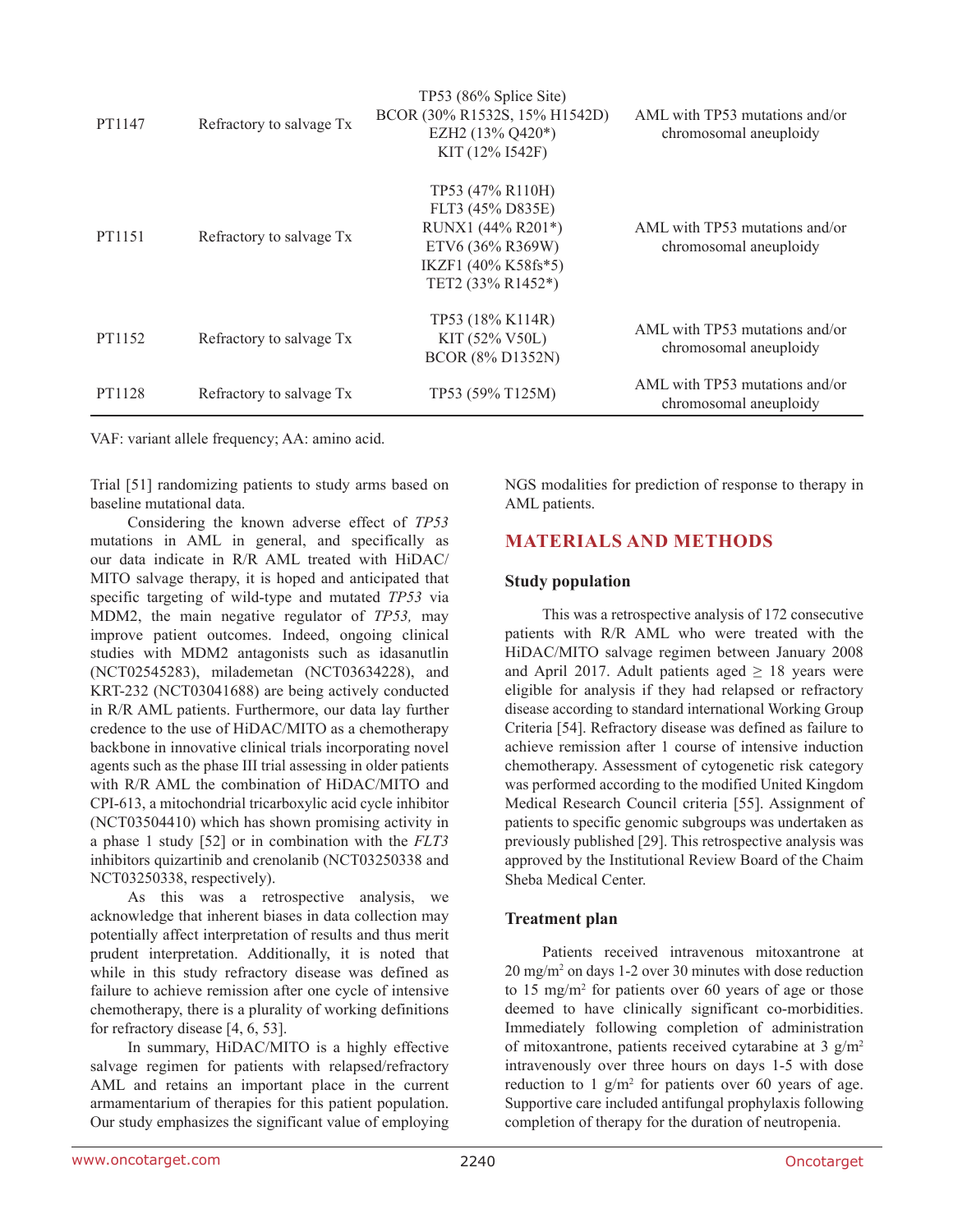| | | | |
|---|---|---|---|
| PT1147 | Refractory to salvage Tx | TP53 (86% Splice Site)<br>BCOR (30% R1532S, 15% H1542D)<br>EZH2 (13% Q420*)<br>KIT (12% I542F) | AML with TP53 mutations and/or chromosomal aneuploidy |
| PT1151 | Refractory to salvage Tx | TP53 (47% R110H)<br>FLT3 (45% D835E)<br>RUNX1 (44% R201*)<br>ETV6 (36% R369W)<br>IKZF1 (40% K58fs*5)<br>TET2 (33% R1452*) | AML with TP53 mutations and/or chromosomal aneuploidy |
| PT1152 | Refractory to salvage Tx | TP53 (18% K114R)<br>KIT (52% V50L)<br>BCOR (8% D1352N) | AML with TP53 mutations and/or chromosomal aneuploidy |
| PT1128 | Refractory to salvage Tx | TP53 (59% T125M) | AML with TP53 mutations and/or chromosomal aneuploidy |

VAF: variant allele frequency; AA: amino acid.

Trial [51] randomizing patients to study arms based on baseline mutational data.

Considering the known adverse effect of *TP53* mutations in AML in general, and specifically as our data indicate in R/R AML treated with HiDAC/MITO salvage therapy, it is hoped and anticipated that specific targeting of wild-type and mutated *TP53* via MDM2, the main negative regulator of *TP53,* may improve patient outcomes. Indeed, ongoing clinical studies with MDM2 antagonists such as idasanutlin (NCT02545283), milademetan (NCT03634228), and KRT-232 (NCT03041688) are being actively conducted in R/R AML patients. Furthermore, our data lay further credence to the use of HiDAC/MITO as a chemotherapy backbone in innovative clinical trials incorporating novel agents such as the phase III trial assessing in older patients with R/R AML the combination of HiDAC/MITO and CPI-613, a mitochondrial tricarboxylic acid cycle inhibitor (NCT03504410) which has shown promising activity in a phase 1 study [52] or in combination with the *FLT3* inhibitors quizartinib and crenolanib (NCT03250338 and NCT03250338, respectively).

As this was a retrospective analysis, we acknowledge that inherent biases in data collection may potentially affect interpretation of results and thus merit prudent interpretation. Additionally, it is noted that while in this study refractory disease was defined as failure to achieve remission after one cycle of intensive chemotherapy, there is a plurality of working definitions for refractory disease [4, 6, 53].

In summary, HiDAC/MITO is a highly effective salvage regimen for patients with relapsed/refractory AML and retains an important place in the current armamentarium of therapies for this patient population. Our study emphasizes the significant value of employing NGS modalities for prediction of response to therapy in AML patients.

## MATERIALS AND METHODS

### Study population

This was a retrospective analysis of 172 consecutive patients with R/R AML who were treated with the HiDAC/MITO salvage regimen between January 2008 and April 2017. Adult patients aged $\geq$ 18 years were eligible for analysis if they had relapsed or refractory disease according to standard international Working Group Criteria [54]. Refractory disease was defined as failure to achieve remission after 1 course of intensive induction chemotherapy. Assessment of cytogenetic risk category was performed according to the modified United Kingdom Medical Research Council criteria [55]. Assignment of patients to specific genomic subgroups was undertaken as previously published [29]. This retrospective analysis was approved by the Institutional Review Board of the Chaim Sheba Medical Center.

### Treatment plan

Patients received intravenous mitoxantrone at 20 mg/m$^2$ on days 1-2 over 30 minutes with dose reduction to 15 mg/m$^2$ for patients over 60 years of age or those deemed to have clinically significant co-morbidities. Immediately following completion of administration of mitoxantrone, patients received cytarabine at 3 g/m$^2$ intravenously over three hours on days 1-5 with dose reduction to 1 g/m$^2$ for patients over 60 years of age. Supportive care included antifungal prophylaxis following completion of therapy for the duration of neutropenia.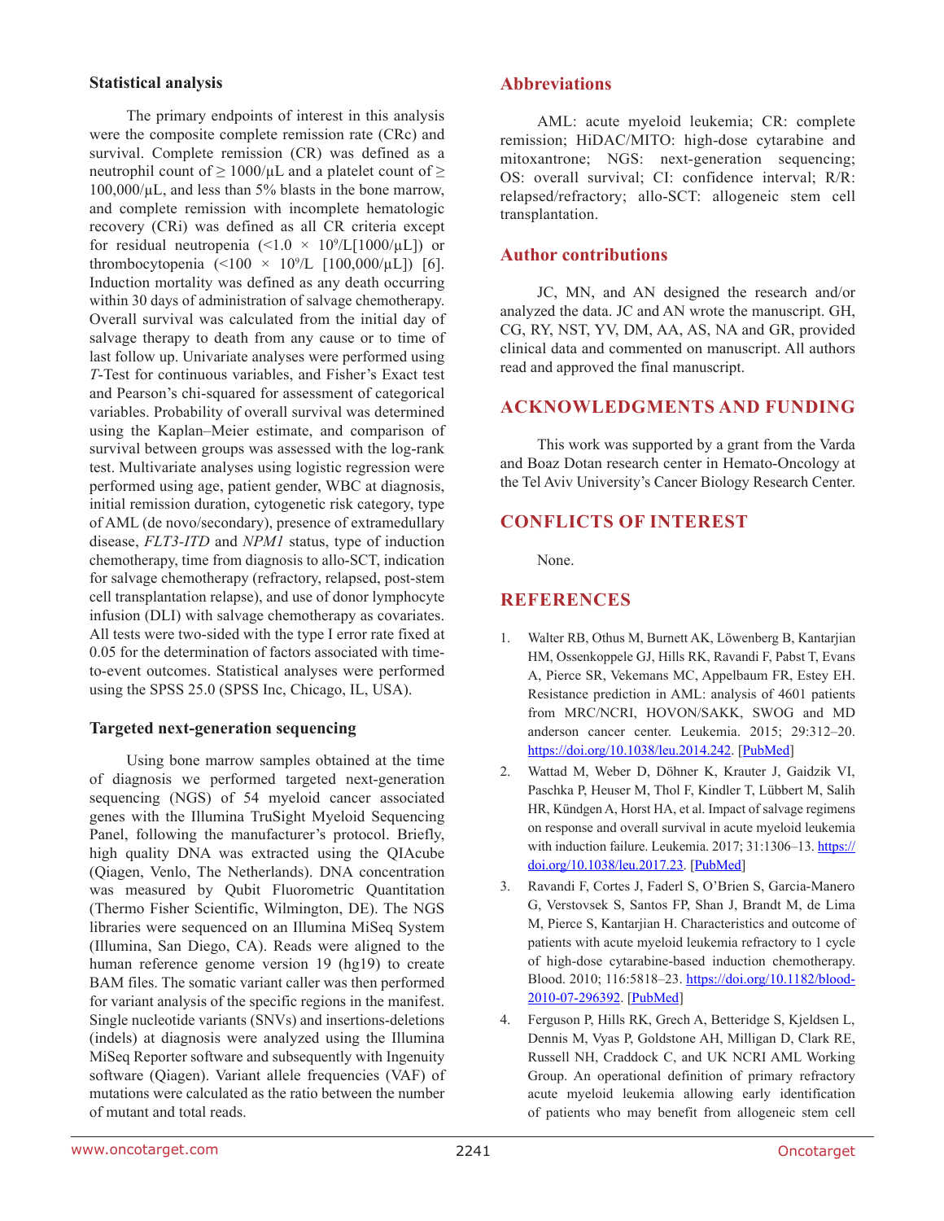### Statistical analysis

The primary endpoints of interest in this analysis were the composite complete remission rate (CRc) and survival. Complete remission (CR) was defined as a neutrophil count of ≥ 1000/μL and a platelet count of ≥ 100,000/μL, and less than 5% blasts in the bone marrow, and complete remission with incomplete hematologic recovery (CRi) was defined as all CR criteria except for residual neutropenia ($<1.0 \times 10^9$/L[1000/μL]) or thrombocytopenia ($<100 \times 10^9$/L [100,000/μL]) [6]. Induction mortality was defined as any death occurring within 30 days of administration of salvage chemotherapy. Overall survival was calculated from the initial day of salvage therapy to death from any cause or to time of last follow up. Univariate analyses were performed using *T*-Test for continuous variables, and Fisher's Exact test and Pearson's chi-squared for assessment of categorical variables. Probability of overall survival was determined using the Kaplan–Meier estimate, and comparison of survival between groups was assessed with the log-rank test. Multivariate analyses using logistic regression were performed using age, patient gender, WBC at diagnosis, initial remission duration, cytogenetic risk category, type of AML (de novo/secondary), presence of extramedullary disease, *FLT3-ITD* and *NPM1* status, type of induction chemotherapy, time from diagnosis to allo-SCT, indication for salvage chemotherapy (refractory, relapsed, post-stem cell transplantation relapse), and use of donor lymphocyte infusion (DLI) with salvage chemotherapy as covariates. All tests were two-sided with the type I error rate fixed at 0.05 for the determination of factors associated with time-to-event outcomes. Statistical analyses were performed using the SPSS 25.0 (SPSS Inc, Chicago, IL, USA).

### Targeted next-generation sequencing

Using bone marrow samples obtained at the time of diagnosis we performed targeted next-generation sequencing (NGS) of 54 myeloid cancer associated genes with the Illumina TruSight Myeloid Sequencing Panel, following the manufacturer's protocol. Briefly, high quality DNA was extracted using the QIAcube (Qiagen, Venlo, The Netherlands). DNA concentration was measured by Qubit Fluorometric Quantitation (Thermo Fisher Scientific, Wilmington, DE). The NGS libraries were sequenced on an Illumina MiSeq System (Illumina, San Diego, CA). Reads were aligned to the human reference genome version 19 (hg19) to create BAM files. The somatic variant caller was then performed for variant analysis of the specific regions in the manifest. Single nucleotide variants (SNVs) and insertions-deletions (indels) at diagnosis were analyzed using the Illumina MiSeq Reporter software and subsequently with Ingenuity software (Qiagen). Variant allele frequencies (VAF) of mutations were calculated as the ratio between the number of mutant and total reads.

## Abbreviations

AML: acute myeloid leukemia; CR: complete remission; HiDAC/MITO: high-dose cytarabine and mitoxantrone; NGS: next-generation sequencing; OS: overall survival; CI: confidence interval; R/R: relapsed/refractory; allo-SCT: allogeneic stem cell transplantation.

## Author contributions

JC, MN, and AN designed the research and/or analyzed the data. JC and AN wrote the manuscript. GH, CG, RY, NST, YV, DM, AA, AS, NA and GR, provided clinical data and commented on manuscript. All authors read and approved the final manuscript.

## ACKNOWLEDGMENTS AND FUNDING

This work was supported by a grant from the Varda and Boaz Dotan research center in Hemato-Oncology at the Tel Aviv University's Cancer Biology Research Center.

## CONFLICTS OF INTEREST

None.

## REFERENCES

1. Walter RB, Othus M, Burnett AK, Löwenberg B, Kantarjian HM, Ossenkoppele GJ, Hills RK, Ravandi F, Pabst T, Evans A, Pierce SR, Vekemans MC, Appelbaum FR, Estey EH. Resistance prediction in AML: analysis of 4601 patients from MRC/NCRI, HOVON/SAKK, SWOG and MD anderson cancer center. Leukemia. 2015; 29:312–20. https://doi.org/10.1038/leu.2014.242. [PubMed]
2. Wattad M, Weber D, Döhner K, Krauter J, Gaidzik VI, Paschka P, Heuser M, Thol F, Kindler T, Lübbert M, Salih HR, Kündgen A, Horst HA, et al. Impact of salvage regimens on response and overall survival in acute myeloid leukemia with induction failure. Leukemia. 2017; 31:1306–13. https://doi.org/10.1038/leu.2017.23. [PubMed]
3. Ravandi F, Cortes J, Faderl S, O'Brien S, Garcia-Manero G, Verstovsek S, Santos FP, Shan J, Brandt M, de Lima M, Pierce S, Kantarjian H. Characteristics and outcome of patients with acute myeloid leukemia refractory to 1 cycle of high-dose cytarabine-based induction chemotherapy. Blood. 2010; 116:5818–23. https://doi.org/10.1182/blood-2010-07-296392. [PubMed]
4. Ferguson P, Hills RK, Grech A, Betteridge S, Kjeldsen L, Dennis M, Vyas P, Goldstone AH, Milligan D, Clark RE, Russell NH, Craddock C, and UK NCRI AML Working Group. An operational definition of primary refractory acute myeloid leukemia allowing early identification of patients who may benefit from allogeneic stem cell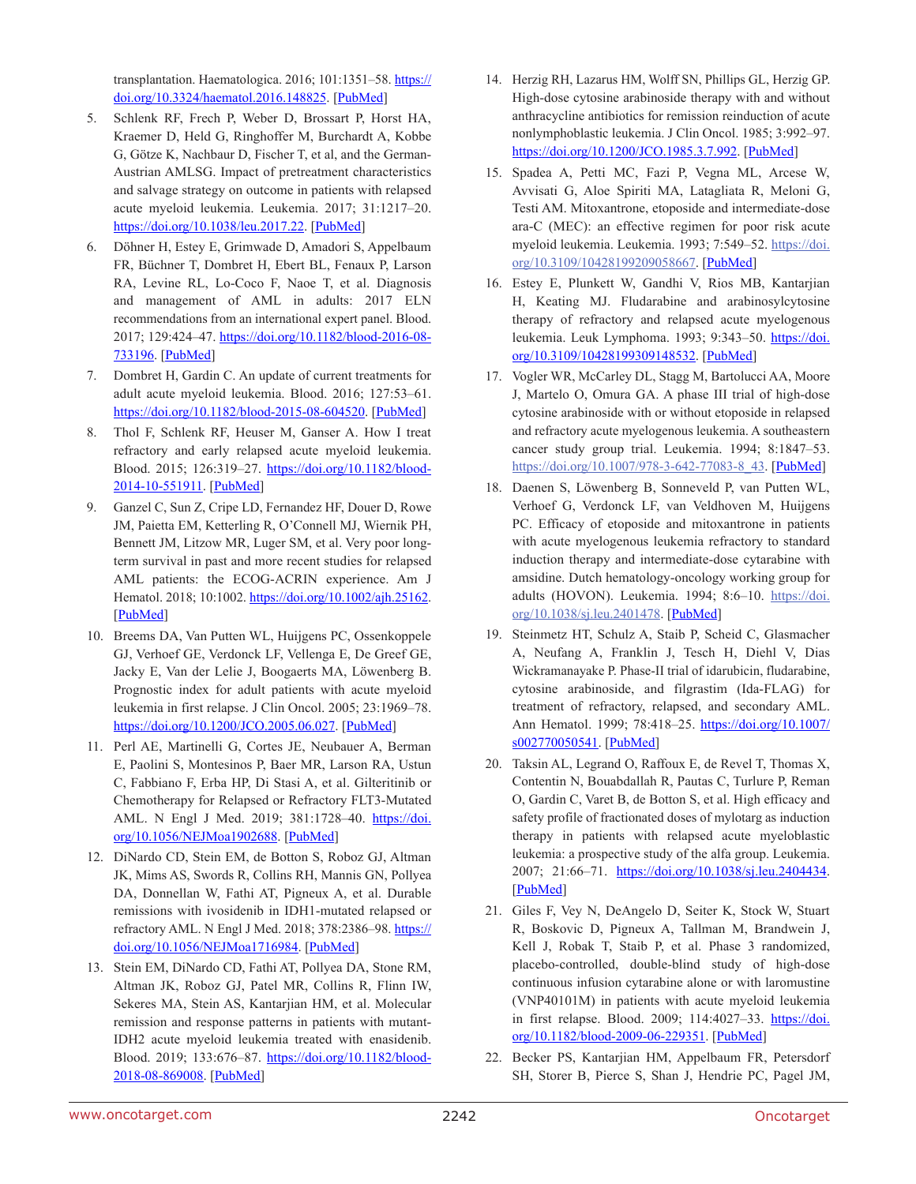transplantation. Haematologica. 2016; 101:1351–58. https://doi.org/10.3324/haematol.2016.148825. [PubMed]

5. Schlenk RF, Frech P, Weber D, Brossart P, Horst HA, Kraemer D, Held G, Ringhoffer M, Burchardt A, Kobbe G, Götze K, Nachbaur D, Fischer T, et al, and the German-Austrian AMLSG. Impact of pretreatment characteristics and salvage strategy on outcome in patients with relapsed acute myeloid leukemia. Leukemia. 2017; 31:1217–20. https://doi.org/10.1038/leu.2017.22. [PubMed]

6. Döhner H, Estey E, Grimwade D, Amadori S, Appelbaum FR, Büchner T, Dombret H, Ebert BL, Fenaux P, Larson RA, Levine RL, Lo-Coco F, Naoe T, et al. Diagnosis and management of AML in adults: 2017 ELN recommendations from an international expert panel. Blood. 2017; 129:424–47. https://doi.org/10.1182/blood-2016-08-733196. [PubMed]

7. Dombret H, Gardin C. An update of current treatments for adult acute myeloid leukemia. Blood. 2016; 127:53–61. https://doi.org/10.1182/blood-2015-08-604520. [PubMed]

8. Thol F, Schlenk RF, Heuser M, Ganser A. How I treat refractory and early relapsed acute myeloid leukemia. Blood. 2015; 126:319–27. https://doi.org/10.1182/blood-2014-10-551911. [PubMed]

9. Ganzel C, Sun Z, Cripe LD, Fernandez HF, Douer D, Rowe JM, Paietta EM, Ketterling R, O'Connell MJ, Wiernik PH, Bennett JM, Litzow MR, Luger SM, et al. Very poor long-term survival in past and more recent studies for relapsed AML patients: the ECOG-ACRIN experience. Am J Hematol. 2018; 10:1002. https://doi.org/10.1002/ajh.25162. [PubMed]

10. Breems DA, Van Putten WL, Huijgens PC, Ossenkoppele GJ, Verhoef GE, Verdonck LF, Vellenga E, De Greef GE, Jacky E, Van der Lelie J, Boogaerts MA, Löwenberg B. Prognostic index for adult patients with acute myeloid leukemia in first relapse. J Clin Oncol. 2005; 23:1969–78. https://doi.org/10.1200/JCO.2005.06.027. [PubMed]

11. Perl AE, Martinelli G, Cortes JE, Neubauer A, Berman E, Paolini S, Montesinos P, Baer MR, Larson RA, Ustun C, Fabbiano F, Erba HP, Di Stasi A, et al. Gilteritinib or Chemotherapy for Relapsed or Refractory FLT3-Mutated AML. N Engl J Med. 2019; 381:1728–40. https://doi.org/10.1056/NEJMoa1902688. [PubMed]

12. DiNardo CD, Stein EM, de Botton S, Roboz GJ, Altman JK, Mims AS, Swords R, Collins RH, Mannis GN, Pollyea DA, Donnellan W, Fathi AT, Pigneux A, et al. Durable remissions with ivosidenib in IDH1-mutated relapsed or refractory AML. N Engl J Med. 2018; 378:2386–98. https://doi.org/10.1056/NEJMoa1716984. [PubMed]

13. Stein EM, DiNardo CD, Fathi AT, Pollyea DA, Stone RM, Altman JK, Roboz GJ, Patel MR, Collins R, Flinn IW, Sekeres MA, Stein AS, Kantarjian HM, et al. Molecular remission and response patterns in patients with mutant-IDH2 acute myeloid leukemia treated with enasidenib. Blood. 2019; 133:676–87. https://doi.org/10.1182/blood-2018-08-869008. [PubMed]

14. Herzig RH, Lazarus HM, Wolff SN, Phillips GL, Herzig GP. High-dose cytosine arabinoside therapy with and without anthracycline antibiotics for remission reinduction of acute nonlymphoblastic leukemia. J Clin Oncol. 1985; 3:992–97. https://doi.org/10.1200/JCO.1985.3.7.992. [PubMed]

15. Spadea A, Petti MC, Fazi P, Vegna ML, Arcese W, Avvisati G, Aloe Spiriti MA, Latagliata R, Meloni G, Testi AM. Mitoxantrone, etoposide and intermediate-dose ara-C (MEC): an effective regimen for poor risk acute myeloid leukemia. Leukemia. 1993; 7:549–52. https://doi.org/10.3109/10428199209058667. [PubMed]

16. Estey E, Plunkett W, Gandhi V, Rios MB, Kantarjian H, Keating MJ. Fludarabine and arabinosylcytosine therapy of refractory and relapsed acute myelogenous leukemia. Leuk Lymphoma. 1993; 9:343–50. https://doi.org/10.3109/10428199309148532. [PubMed]

17. Vogler WR, McCarley DL, Stagg M, Bartolucci AA, Moore J, Martelo O, Omura GA. A phase III trial of high-dose cytosine arabinoside with or without etoposide in relapsed and refractory acute myelogenous leukemia. A southeastern cancer study group trial. Leukemia. 1994; 8:1847–53. https://doi.org/10.1007/978-3-642-77083-8_43. [PubMed]

18. Daenen S, Löwenberg B, Sonneveld P, van Putten WL, Verhoef G, Verdonck LF, van Veldhoven M, Huijgens PC. Efficacy of etoposide and mitoxantrone in patients with acute myelogenous leukemia refractory to standard induction therapy and intermediate-dose cytarabine with amsidine. Dutch hematology-oncology working group for adults (HOVON). Leukemia. 1994; 8:6–10. https://doi.org/10.1038/sj.leu.2401478. [PubMed]

19. Steinmetz HT, Schulz A, Staib P, Scheid C, Glasmacher A, Neufang A, Franklin J, Tesch H, Diehl V, Dias Wickramanayake P. Phase-II trial of idarubicin, fludarabine, cytosine arabinoside, and filgrastim (Ida-FLAG) for treatment of refractory, relapsed, and secondary AML. Ann Hematol. 1999; 78:418–25. https://doi.org/10.1007/s002770050541. [PubMed]

20. Taksin AL, Legrand O, Raffoux E, de Revel T, Thomas X, Contentin N, Bouabdallah R, Pautas C, Turlure P, Reman O, Gardin C, Varet B, de Botton S, et al. High efficacy and safety profile of fractionated doses of mylotarg as induction therapy in patients with relapsed acute myeloblastic leukemia: a prospective study of the alfa group. Leukemia. 2007; 21:66–71. https://doi.org/10.1038/sj.leu.2404434. [PubMed]

21. Giles F, Vey N, DeAngelo D, Seiter K, Stock W, Stuart R, Boskovic D, Pigneux A, Tallman M, Brandwein J, Kell J, Robak T, Staib P, et al. Phase 3 randomized, placebo-controlled, double-blind study of high-dose continuous infusion cytarabine alone or with laromustine (VNP40101M) in patients with acute myeloid leukemia in first relapse. Blood. 2009; 114:4027–33. https://doi.org/10.1182/blood-2009-06-229351. [PubMed]

22. Becker PS, Kantarjian HM, Appelbaum FR, Petersdorf SH, Storer B, Pierce S, Shan J, Hendrie PC, Pagel JM,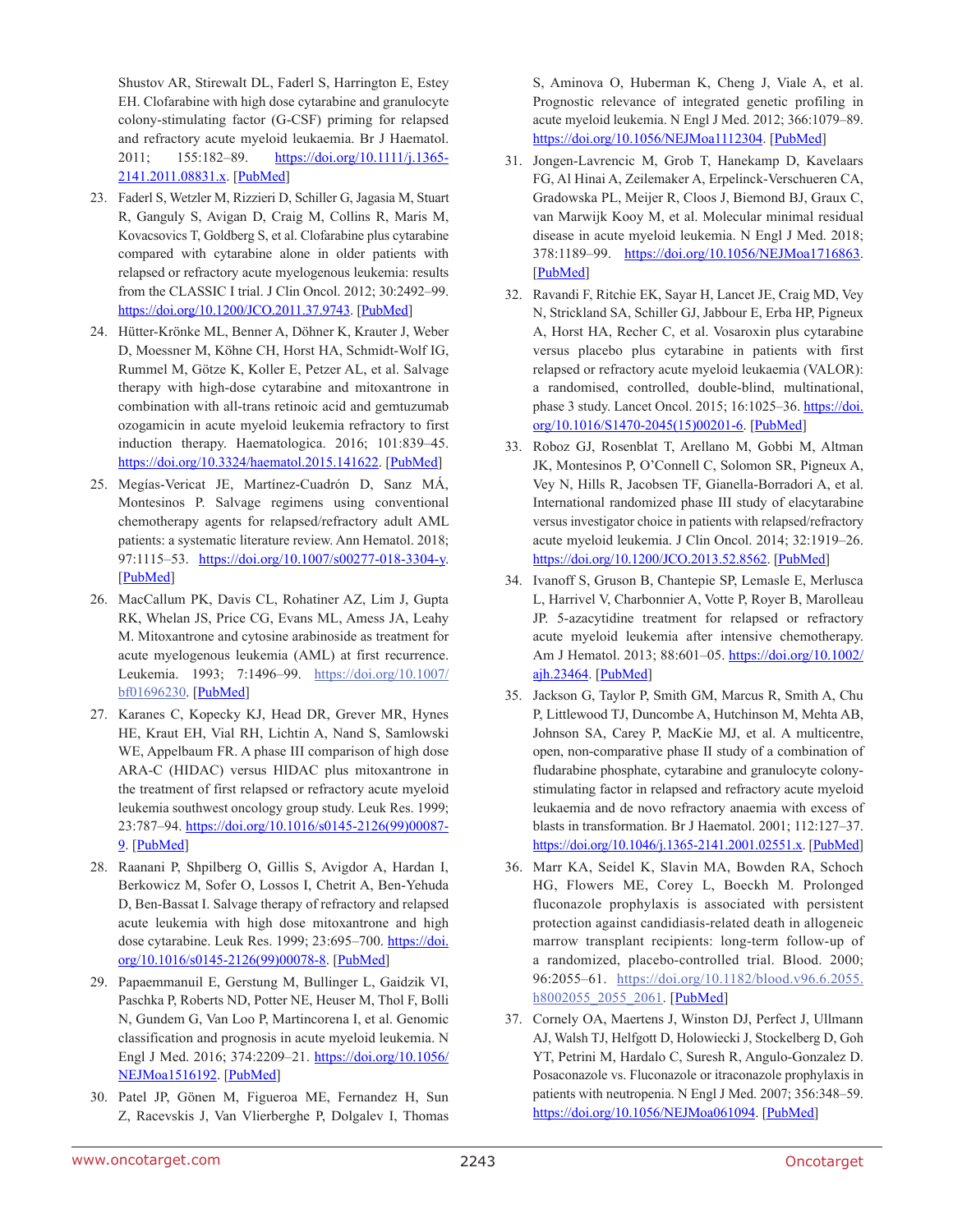Shustov AR, Stirewalt DL, Faderl S, Harrington E, Estey EH. Clofarabine with high dose cytarabine and granulocyte colony-stimulating factor (G-CSF) priming for relapsed and refractory acute myeloid leukaemia. Br J Haematol. 2011; 155:182–89. https://doi.org/10.1111/j.1365-2141.2011.08831.x. [PubMed]

23. Faderl S, Wetzler M, Rizzieri D, Schiller G, Jagasia M, Stuart R, Ganguly S, Avigan D, Craig M, Collins R, Maris M, Kovacsovics T, Goldberg S, et al. Clofarabine plus cytarabine compared with cytarabine alone in older patients with relapsed or refractory acute myelogenous leukemia: results from the CLASSIC I trial. J Clin Oncol. 2012; 30:2492–99. https://doi.org/10.1200/JCO.2011.37.9743. [PubMed]

24. Hütter-Krönke ML, Benner A, Döhner K, Krauter J, Weber D, Moessner M, Köhne CH, Horst HA, Schmidt-Wolf IG, Rummel M, Götze K, Koller E, Petzer AL, et al. Salvage therapy with high-dose cytarabine and mitoxantrone in combination with all-trans retinoic acid and gemtuzumab ozogamicin in acute myeloid leukemia refractory to first induction therapy. Haematologica. 2016; 101:839–45. https://doi.org/10.3324/haematol.2015.141622. [PubMed]

25. Megías-Vericat JE, Martínez-Cuadrón D, Sanz MÁ, Montesinos P. Salvage regimens using conventional chemotherapy agents for relapsed/refractory adult AML patients: a systematic literature review. Ann Hematol. 2018; 97:1115–53. https://doi.org/10.1007/s00277-018-3304-y. [PubMed]

26. MacCallum PK, Davis CL, Rohatiner AZ, Lim J, Gupta RK, Whelan JS, Price CG, Evans ML, Amess JA, Leahy M. Mitoxantrone and cytosine arabinoside as treatment for acute myelogenous leukemia (AML) at first recurrence. Leukemia. 1993; 7:1496–99. https://doi.org/10.1007/bf01696230. [PubMed]

27. Karanes C, Kopecky KJ, Head DR, Grever MR, Hynes HE, Kraut EH, Vial RH, Lichtin A, Nand S, Samlowski WE, Appelbaum FR. A phase III comparison of high dose ARA-C (HIDAC) versus HIDAC plus mitoxantrone in the treatment of first relapsed or refractory acute myeloid leukemia southwest oncology group study. Leuk Res. 1999; 23:787–94. https://doi.org/10.1016/s0145-2126(99)00087-9. [PubMed]

28. Raanani P, Shpilberg O, Gillis S, Avigdor A, Hardan I, Berkowicz M, Sofer O, Lossos I, Chetrit A, Ben-Yehuda D, Ben-Bassat I. Salvage therapy of refractory and relapsed acute leukemia with high dose mitoxantrone and high dose cytarabine. Leuk Res. 1999; 23:695–700. https://doi.org/10.1016/s0145-2126(99)00078-8. [PubMed]

29. Papaemmanuil E, Gerstung M, Bullinger L, Gaidzik VI, Paschka P, Roberts ND, Potter NE, Heuser M, Thol F, Bolli N, Gundem G, Van Loo P, Martincorena I, et al. Genomic classification and prognosis in acute myeloid leukemia. N Engl J Med. 2016; 374:2209–21. https://doi.org/10.1056/NEJMoa1516192. [PubMed]

30. Patel JP, Gönen M, Figueroa ME, Fernandez H, Sun Z, Racevskis J, Van Vlierberghe P, Dolgalev I, Thomas S, Aminova O, Huberman K, Cheng J, Viale A, et al. Prognostic relevance of integrated genetic profiling in acute myeloid leukemia. N Engl J Med. 2012; 366:1079–89. https://doi.org/10.1056/NEJMoa1112304. [PubMed]

31. Jongen-Lavrencic M, Grob T, Hanekamp D, Kavelaars FG, Al Hinai A, Zeilemaker A, Erpelinck-Verschueren CA, Gradowska PL, Meijer R, Cloos J, Biemond BJ, Graux C, van Marwijk Kooy M, et al. Molecular minimal residual disease in acute myeloid leukemia. N Engl J Med. 2018; 378:1189–99. https://doi.org/10.1056/NEJMoa1716863. [PubMed]

32. Ravandi F, Ritchie EK, Sayar H, Lancet JE, Craig MD, Vey N, Strickland SA, Schiller GJ, Jabbour E, Erba HP, Pigneux A, Horst HA, Recher C, et al. Vosaroxin plus cytarabine versus placebo plus cytarabine in patients with first relapsed or refractory acute myeloid leukaemia (VALOR): a randomised, controlled, double-blind, multinational, phase 3 study. Lancet Oncol. 2015; 16:1025–36. https://doi.org/10.1016/S1470-2045(15)00201-6. [PubMed]

33. Roboz GJ, Rosenblat T, Arellano M, Gobbi M, Altman JK, Montesinos P, O'Connell C, Solomon SR, Pigneux A, Vey N, Hills R, Jacobsen TF, Gianella-Borradori A, et al. International randomized phase III study of elacytarabine versus investigator choice in patients with relapsed/refractory acute myeloid leukemia. J Clin Oncol. 2014; 32:1919–26. https://doi.org/10.1200/JCO.2013.52.8562. [PubMed]

34. Ivanoff S, Gruson B, Chantepie SP, Lemasle E, Merlusca L, Harrivel V, Charbonnier A, Votte P, Royer B, Marolleau JP. 5-azacytidine treatment for relapsed or refractory acute myeloid leukemia after intensive chemotherapy. Am J Hematol. 2013; 88:601–05. https://doi.org/10.1002/ajh.23464. [PubMed]

35. Jackson G, Taylor P, Smith GM, Marcus R, Smith A, Chu P, Littlewood TJ, Duncombe A, Hutchinson M, Mehta AB, Johnson SA, Carey P, MacKie MJ, et al. A multicentre, open, non-comparative phase II study of a combination of fludarabine phosphate, cytarabine and granulocyte colony-stimulating factor in relapsed and refractory acute myeloid leukaemia and de novo refractory anaemia with excess of blasts in transformation. Br J Haematol. 2001; 112:127–37. https://doi.org/10.1046/j.1365-2141.2001.02551.x. [PubMed]

36. Marr KA, Seidel K, Slavin MA, Bowden RA, Schoch HG, Flowers ME, Corey L, Boeckh M. Prolonged fluconazole prophylaxis is associated with persistent protection against candidiasis-related death in allogeneic marrow transplant recipients: long-term follow-up of a randomized, placebo-controlled trial. Blood. 2000; 96:2055–61. https://doi.org/10.1182/blood.v96.6.2055.h8002055_2055_2061. [PubMed]

37. Cornely OA, Maertens J, Winston DJ, Perfect J, Ullmann AJ, Walsh TJ, Helfgott D, Holowiecki J, Stockelberg D, Goh YT, Petrini M, Hardalo C, Suresh R, Angulo-Gonzalez D. Posaconazole vs. Fluconazole or itraconazole prophylaxis in patients with neutropenia. N Engl J Med. 2007; 356:348–59. https://doi.org/10.1056/NEJMoa061094. [PubMed]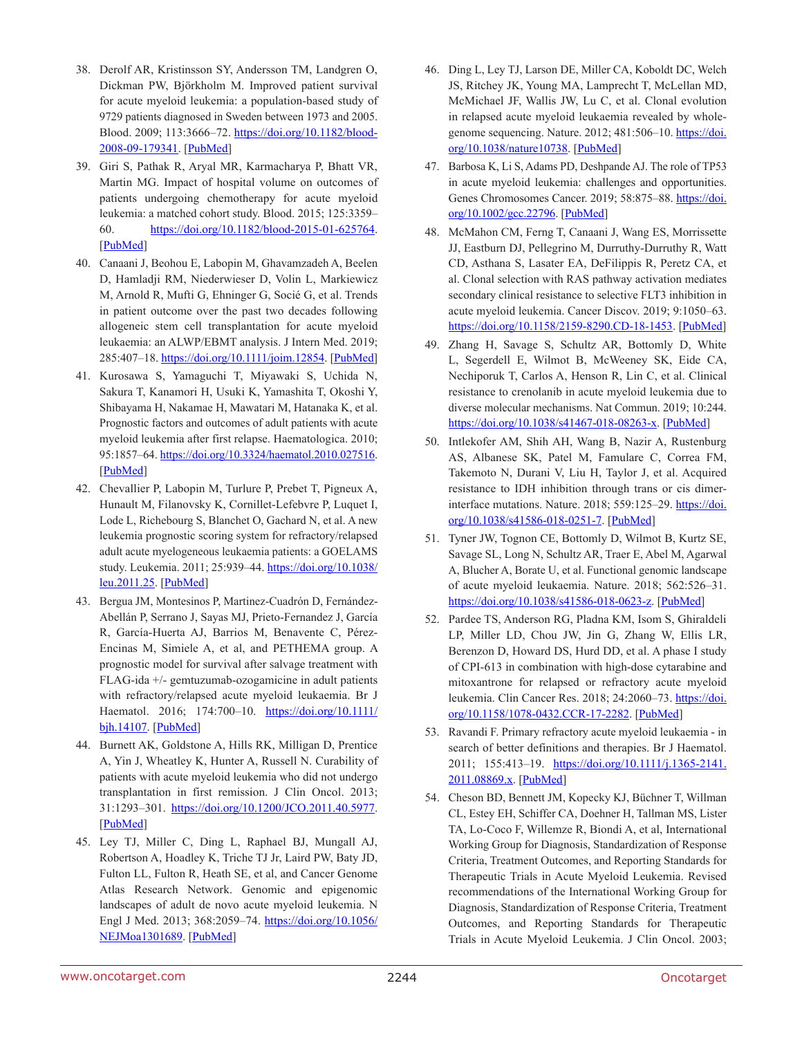38. Derolf AR, Kristinsson SY, Andersson TM, Landgren O, Dickman PW, Björkholm M. Improved patient survival for acute myeloid leukemia: a population-based study of 9729 patients diagnosed in Sweden between 1973 and 2005. Blood. 2009; 113:3666–72. https://doi.org/10.1182/blood-2008-09-179341. [PubMed]

39. Giri S, Pathak R, Aryal MR, Karmacharya P, Bhatt VR, Martin MG. Impact of hospital volume on outcomes of patients undergoing chemotherapy for acute myeloid leukemia: a matched cohort study. Blood. 2015; 125:3359–60. https://doi.org/10.1182/blood-2015-01-625764. [PubMed]

40. Canaani J, Beohou E, Labopin M, Ghavamzadeh A, Beelen D, Hamladji RM, Niederwieser D, Volin L, Markiewicz M, Arnold R, Mufti G, Ehninger G, Socié G, et al. Trends in patient outcome over the past two decades following allogeneic stem cell transplantation for acute myeloid leukaemia: an ALWP/EBMT analysis. J Intern Med. 2019; 285:407–18. https://doi.org/10.1111/joim.12854. [PubMed]

41. Kurosawa S, Yamaguchi T, Miyawaki S, Uchida N, Sakura T, Kanamori H, Usuki K, Yamashita T, Okoshi Y, Shibayama H, Nakamae H, Mawatari M, Hatanaka K, et al. Prognostic factors and outcomes of adult patients with acute myeloid leukemia after first relapse. Haematologica. 2010; 95:1857–64. https://doi.org/10.3324/haematol.2010.027516. [PubMed]

42. Chevallier P, Labopin M, Turlure P, Prebet T, Pigneux A, Hunault M, Filanovsky K, Cornillet-Lefebvre P, Luquet I, Lode L, Richebourg S, Blanchet O, Gachard N, et al. A new leukemia prognostic scoring system for refractory/relapsed adult acute myelogeneous leukaemia patients: a GOELAMS study. Leukemia. 2011; 25:939–44. https://doi.org/10.1038/leu.2011.25. [PubMed]

43. Bergua JM, Montesinos P, Martinez-Cuadrón D, Fernández-Abellán P, Serrano J, Sayas MJ, Prieto-Fernandez J, García R, García-Huerta AJ, Barrios M, Benavente C, Pérez-Encinas M, Simiele A, et al, and PETHEMA group. A prognostic model for survival after salvage treatment with FLAG-ida +/- gemtuzumab-ozogamicine in adult patients with refractory/relapsed acute myeloid leukaemia. Br J Haematol. 2016; 174:700–10. https://doi.org/10.1111/bjh.14107. [PubMed]

44. Burnett AK, Goldstone A, Hills RK, Milligan D, Prentice A, Yin J, Wheatley K, Hunter A, Russell N. Curability of patients with acute myeloid leukemia who did not undergo transplantation in first remission. J Clin Oncol. 2013; 31:1293–301. https://doi.org/10.1200/JCO.2011.40.5977. [PubMed]

45. Ley TJ, Miller C, Ding L, Raphael BJ, Mungall AJ, Robertson A, Hoadley K, Triche TJ Jr, Laird PW, Baty JD, Fulton LL, Fulton R, Heath SE, et al, and Cancer Genome Atlas Research Network. Genomic and epigenomic landscapes of adult de novo acute myeloid leukemia. N Engl J Med. 2013; 368:2059–74. https://doi.org/10.1056/NEJMoa1301689. [PubMed]

46. Ding L, Ley TJ, Larson DE, Miller CA, Koboldt DC, Welch JS, Ritchey JK, Young MA, Lamprecht T, McLellan MD, McMichael JF, Wallis JW, Lu C, et al. Clonal evolution in relapsed acute myeloid leukaemia revealed by whole-genome sequencing. Nature. 2012; 481:506–10. https://doi.org/10.1038/nature10738. [PubMed]

47. Barbosa K, Li S, Adams PD, Deshpande AJ. The role of TP53 in acute myeloid leukemia: challenges and opportunities. Genes Chromosomes Cancer. 2019; 58:875–88. https://doi.org/10.1002/gcc.22796. [PubMed]

48. McMahon CM, Ferng T, Canaani J, Wang ES, Morrissette JJ, Eastburn DJ, Pellegrino M, Durruthy-Durruthy R, Watt CD, Asthana S, Lasater EA, DeFilippis R, Peretz CA, et al. Clonal selection with RAS pathway activation mediates secondary clinical resistance to selective FLT3 inhibition in acute myeloid leukemia. Cancer Discov. 2019; 9:1050–63. https://doi.org/10.1158/2159-8290.CD-18-1453. [PubMed]

49. Zhang H, Savage S, Schultz AR, Bottomly D, White L, Segerdell E, Wilmot B, McWeeney SK, Eide CA, Nechiporuk T, Carlos A, Henson R, Lin C, et al. Clinical resistance to crenolanib in acute myeloid leukemia due to diverse molecular mechanisms. Nat Commun. 2019; 10:244. https://doi.org/10.1038/s41467-018-08263-x. [PubMed]

50. Intlekofer AM, Shih AH, Wang B, Nazir A, Rustenburg AS, Albanese SK, Patel M, Famulare C, Correa FM, Takemoto N, Durani V, Liu H, Taylor J, et al. Acquired resistance to IDH inhibition through trans or cis dimer-interface mutations. Nature. 2018; 559:125–29. https://doi.org/10.1038/s41586-018-0251-7. [PubMed]

51. Tyner JW, Tognon CE, Bottomly D, Wilmot B, Kurtz SE, Savage SL, Long N, Schultz AR, Traer E, Abel M, Agarwal A, Blucher A, Borate U, et al. Functional genomic landscape of acute myeloid leukaemia. Nature. 2018; 562:526–31. https://doi.org/10.1038/s41586-018-0623-z. [PubMed]

52. Pardee TS, Anderson RG, Pladna KM, Isom S, Ghiraldeli LP, Miller LD, Chou JW, Jin G, Zhang W, Ellis LR, Berenzon D, Howard DS, Hurd DD, et al. A phase I study of CPI-613 in combination with high-dose cytarabine and mitoxantrone for relapsed or refractory acute myeloid leukemia. Clin Cancer Res. 2018; 24:2060–73. https://doi.org/10.1158/1078-0432.CCR-17-2282. [PubMed]

53. Ravandi F. Primary refractory acute myeloid leukaemia - in search of better definitions and therapies. Br J Haematol. 2011; 155:413–19. https://doi.org/10.1111/j.1365-2141.2011.08869.x. [PubMed]

54. Cheson BD, Bennett JM, Kopecky KJ, Büchner T, Willman CL, Estey EH, Schiffer CA, Doehner H, Tallman MS, Lister TA, Lo-Coco F, Willemze R, Biondi A, et al, International Working Group for Diagnosis, Standardization of Response Criteria, Treatment Outcomes, and Reporting Standards for Therapeutic Trials in Acute Myeloid Leukemia. Revised recommendations of the International Working Group for Diagnosis, Standardization of Response Criteria, Treatment Outcomes, and Reporting Standards for Therapeutic Trials in Acute Myeloid Leukemia. J Clin Oncol. 2003;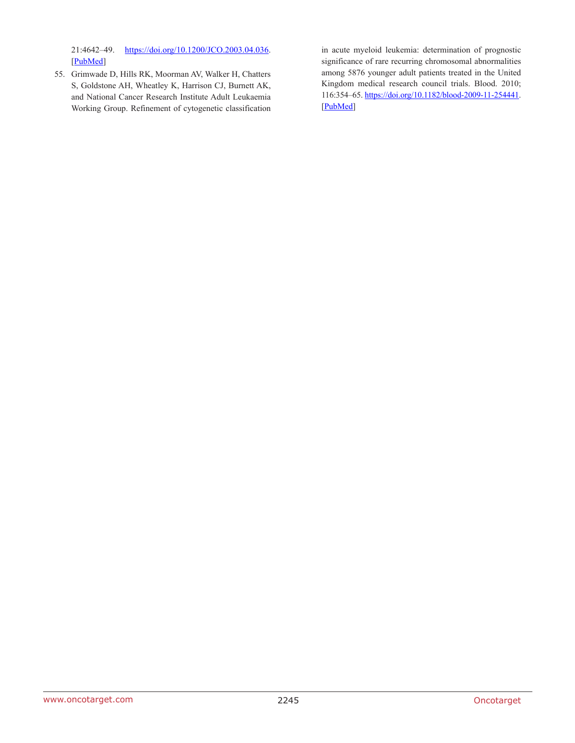21:4642–49. https://doi.org/10.1200/JCO.2003.04.036. [PubMed]

55. Grimwade D, Hills RK, Moorman AV, Walker H, Chatters S, Goldstone AH, Wheatley K, Harrison CJ, Burnett AK, and National Cancer Research Institute Adult Leukaemia Working Group. Refinement of cytogenetic classification in acute myeloid leukemia: determination of prognostic significance of rare recurring chromosomal abnormalities among 5876 younger adult patients treated in the United Kingdom medical research council trials. Blood. 2010; 116:354–65. https://doi.org/10.1182/blood-2009-11-254441. [PubMed]